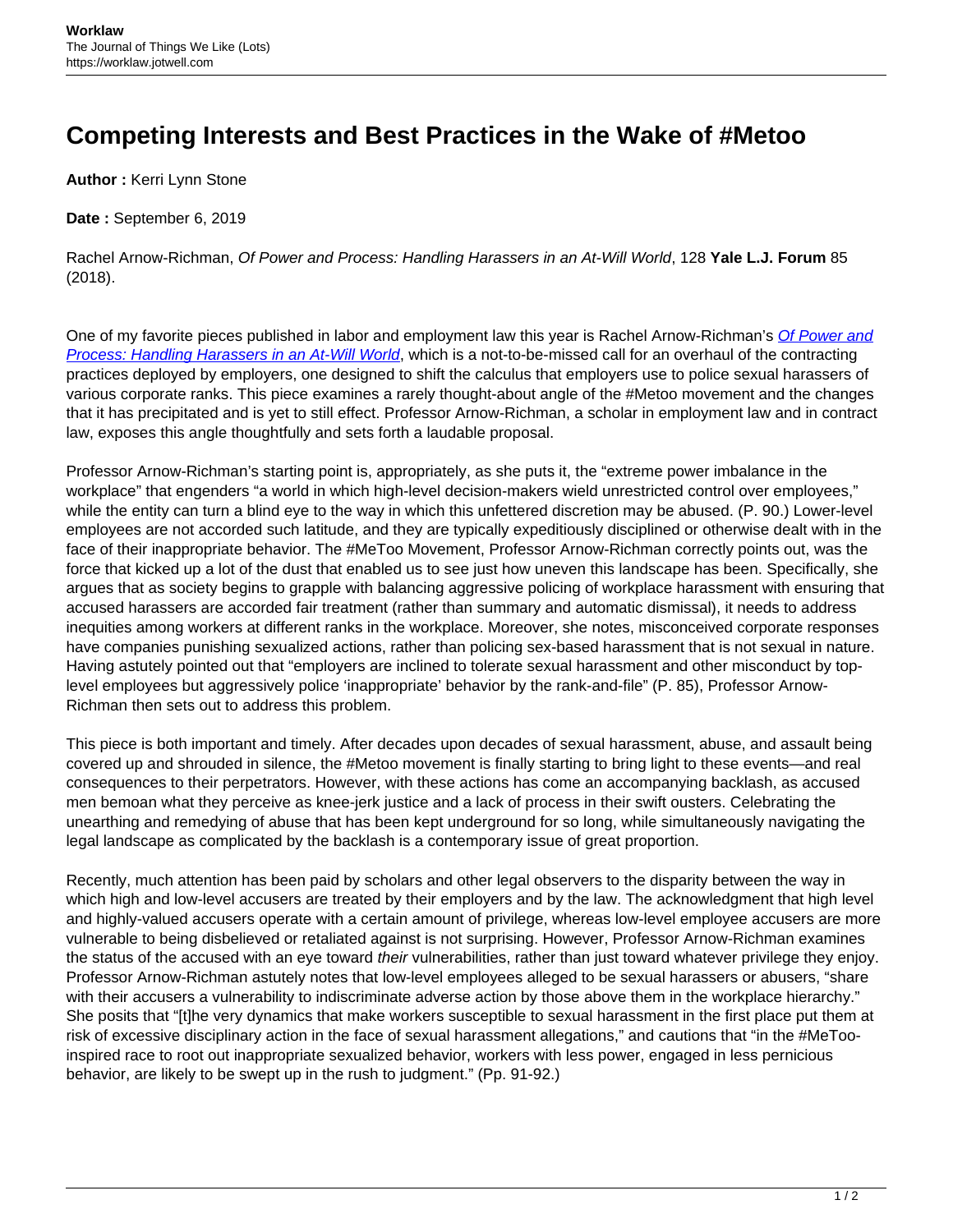# Competing Interests and Best Practices in the Wake of #Metoo

**Author :** Kerri Lynn Stone

**Date :** September 6, 2019

Rachel Arnow-Richman, *Of Power and Process: Handling Harassers in an At-Will World*, 128 **Yale L.J. Forum** 85 (2018).

One of my favorite pieces published in labor and employment law this year is Rachel Arnow-Richman's [*Of Power and Process: Handling Harassers in an At-Will World*](), which is a not-to-be-missed call for an overhaul of the contracting practices deployed by employers, one designed to shift the calculus that employers use to police sexual harassers of various corporate ranks. This piece examines a rarely thought-about angle of the #Metoo movement and the changes that it has precipitated and is yet to still effect. Professor Arnow-Richman, a scholar in employment law and in contract law, exposes this angle thoughtfully and sets forth a laudable proposal.

Professor Arnow-Richman's starting point is, appropriately, as she puts it, the "extreme power imbalance in the workplace" that engenders "a world in which high-level decision-makers wield unrestricted control over employees," while the entity can turn a blind eye to the way in which this unfettered discretion may be abused. (P. 90.) Lower-level employees are not accorded such latitude, and they are typically expeditiously disciplined or otherwise dealt with in the face of their inappropriate behavior. The #MeToo Movement, Professor Arnow-Richman correctly points out, was the force that kicked up a lot of the dust that enabled us to see just how uneven this landscape has been. Specifically, she argues that as society begins to grapple with balancing aggressive policing of workplace harassment with ensuring that accused harassers are accorded fair treatment (rather than summary and automatic dismissal), it needs to address inequities among workers at different ranks in the workplace. Moreover, she notes, misconceived corporate responses have companies punishing sexualized actions, rather than policing sex-based harassment that is not sexual in nature. Having astutely pointed out that "employers are inclined to tolerate sexual harassment and other misconduct by top-level employees but aggressively police 'inappropriate' behavior by the rank-and-file" (P. 85), Professor Arnow-Richman then sets out to address this problem.

This piece is both important and timely. After decades upon decades of sexual harassment, abuse, and assault being covered up and shrouded in silence, the #Metoo movement is finally starting to bring light to these events—and real consequences to their perpetrators. However, with these actions has come an accompanying backlash, as accused men bemoan what they perceive as knee-jerk justice and a lack of process in their swift ousters. Celebrating the unearthing and remedying of abuse that has been kept underground for so long, while simultaneously navigating the legal landscape as complicated by the backlash is a contemporary issue of great proportion.

Recently, much attention has been paid by scholars and other legal observers to the disparity between the way in which high and low-level accusers are treated by their employers and by the law. The acknowledgment that high level and highly-valued accusers operate with a certain amount of privilege, whereas low-level employee accusers are more vulnerable to being disbelieved or retaliated against is not surprising. However, Professor Arnow-Richman examines the status of the accused with an eye toward *their* vulnerabilities, rather than just toward whatever privilege they enjoy. Professor Arnow-Richman astutely notes that low-level employees alleged to be sexual harassers or abusers, "share with their accusers a vulnerability to indiscriminate adverse action by those above them in the workplace hierarchy." She posits that "[t]he very dynamics that make workers susceptible to sexual harassment in the first place put them at risk of excessive disciplinary action in the face of sexual harassment allegations," and cautions that "in the #MeToo-inspired race to root out inappropriate sexualized behavior, workers with less power, engaged in less pernicious behavior, are likely to be swept up in the rush to judgment." (Pp. 91-92.)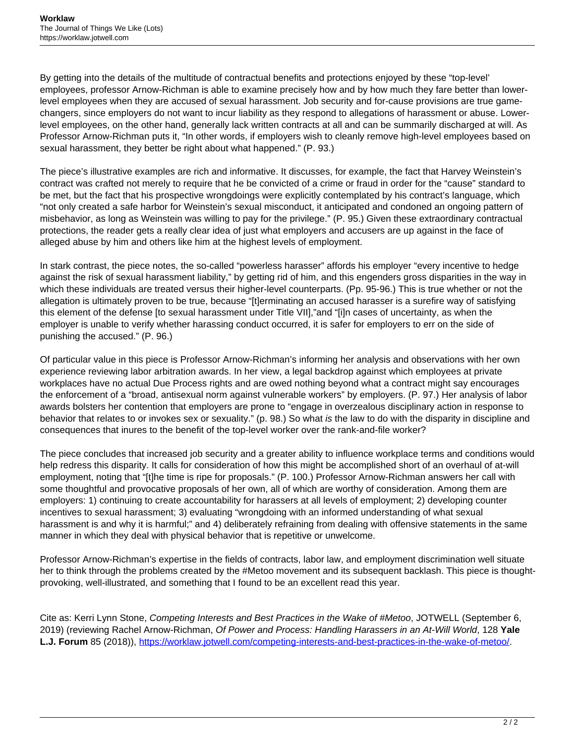By getting into the details of the multitude of contractual benefits and protections enjoyed by these "top-level' employees, professor Arnow-Richman is able to examine precisely how and by how much they fare better than lower-level employees when they are accused of sexual harassment. Job security and for-cause provisions are true game-changers, since employers do not want to incur liability as they respond to allegations of harassment or abuse. Lower-level employees, on the other hand, generally lack written contracts at all and can be summarily discharged at will. As Professor Arnow-Richman puts it, "In other words, if employers wish to cleanly remove high-level employees based on sexual harassment, they better be right about what happened." (P. 93.)

The piece's illustrative examples are rich and informative. It discusses, for example, the fact that Harvey Weinstein's contract was crafted not merely to require that he be convicted of a crime or fraud in order for the "cause" standard to be met, but the fact that his prospective wrongdoings were explicitly contemplated by his contract's language, which "not only created a safe harbor for Weinstein's sexual misconduct, it anticipated and condoned an ongoing pattern of misbehavior, as long as Weinstein was willing to pay for the privilege." (P. 95.) Given these extraordinary contractual protections, the reader gets a really clear idea of just what employers and accusers are up against in the face of alleged abuse by him and others like him at the highest levels of employment.

In stark contrast, the piece notes, the so-called "powerless harasser" affords his employer "every incentive to hedge against the risk of sexual harassment liability," by getting rid of him, and this engenders gross disparities in the way in which these individuals are treated versus their higher-level counterparts. (Pp. 95-96.) This is true whether or not the allegation is ultimately proven to be true, because "[t]erminating an accused harasser is a surefire way of satisfying this element of the defense [to sexual harassment under Title VII],"and "[i]n cases of uncertainty, as when the employer is unable to verify whether harassing conduct occurred, it is safer for employers to err on the side of punishing the accused." (P. 96.)

Of particular value in this piece is Professor Arnow-Richman's informing her analysis and observations with her own experience reviewing labor arbitration awards. In her view, a legal backdrop against which employees at private workplaces have no actual Due Process rights and are owed nothing beyond what a contract might say encourages the enforcement of a "broad, antisexual norm against vulnerable workers" by employers. (P. 97.) Her analysis of labor awards bolsters her contention that employers are prone to "engage in overzealous disciplinary action in response to behavior that relates to or invokes sex or sexuality." (p. 98.) So what *is* the law to do with the disparity in discipline and consequences that inures to the benefit of the top-level worker over the rank-and-file worker?

The piece concludes that increased job security and a greater ability to influence workplace terms and conditions would help redress this disparity. It calls for consideration of how this might be accomplished short of an overhaul of at-will employment, noting that "[t]he time is ripe for proposals." (P. 100.) Professor Arnow-Richman answers her call with some thoughtful and provocative proposals of her own, all of which are worthy of consideration. Among them are employers: 1) continuing to create accountability for harassers at all levels of employment; 2) developing counter incentives to sexual harassment; 3) evaluating "wrongdoing with an informed understanding of what sexual harassment is and why it is harmful;" and 4) deliberately refraining from dealing with offensive statements in the same manner in which they deal with physical behavior that is repetitive or unwelcome.

Professor Arnow-Richman's expertise in the fields of contracts, labor law, and employment discrimination well situate her to think through the problems created by the #Metoo movement and its subsequent backlash. This piece is thought-provoking, well-illustrated, and something that I found to be an excellent read this year.

Cite as: Kerri Lynn Stone, *Competing Interests and Best Practices in the Wake of #Metoo*, JOTWELL (September 6, 2019) (reviewing Rachel Arnow-Richman, *Of Power and Process: Handling Harassers in an At-Will World*, 128 **Yale L.J. Forum** 85 (2018)), https://worklaw.jotwell.com/competing-interests-and-best-practices-in-the-wake-of-metoo/.